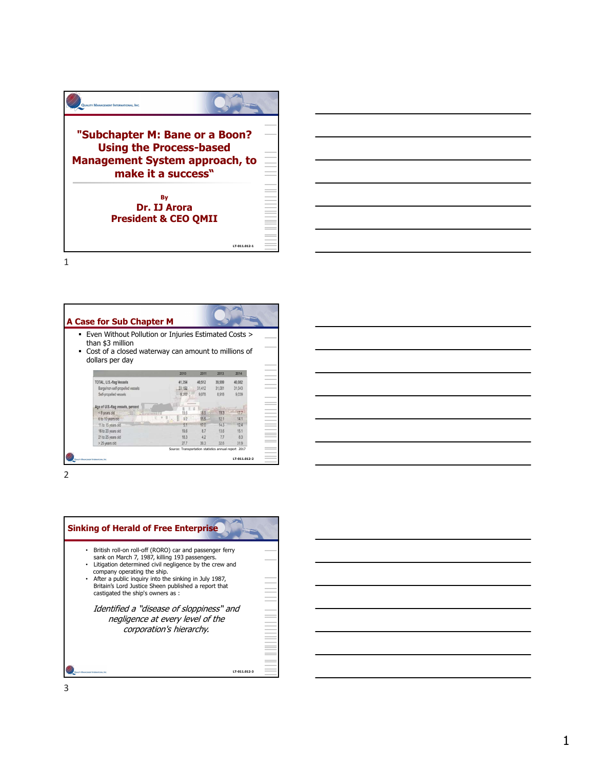# "Subchapter M: Bane or a Boon? Using the Process-based Management System approach, to make it a success"

By

**Dr. IJ Arora**

**President & CEO QMII**

LT-011.012-1

## A Case for Sub Chapter M

- Even Without Pollution or Injuries Estimated Costs > than $3 million
- Cost of a closed waterway can amount to millions of dollars per day

| | 2010 | 2011 | 2013 | 2014 |
|---|---|---|---|---|
| **TOTAL, U.S.-flag Vessels** | 41,354 | 40,512 | 39,999 | 40,082 |
| Barge/non-self-propelled vessels | 33,152 | 31,412 | 31,081 | 31,043 |
| Self-propelled vessels | 8,202 | 9,078 | 8,918 | 9,039 |
| **Age of U.S.-flag vessels, percent** | | | | |
| < 6 years old | 19.6 | 18.5 | 19.3 | 17.7 |
| 6 to 10 years old | 9.2 | 11.5 | 12.1 | 14.1 |
| 11 to 15 years old | 5.1 | 17.0 | 14.5 | 12.4 |
| 16 to 20 years old | 19.6 | 8.7 | 13.6 | 15.1 |
| 21 to 25 years old | 18.3 | 4.2 | 7.7 | 8.3 |
| > 25 years old | 27.7 | 39.3 | 32.6 | 31.9 |

Source: Transportation statistics annual report 2017

LT-011.012-2

## Sinking of Herald of Free Enterprise

- British roll-on roll-off (RORO) car and passenger ferry sank on March 7, 1987, killing 193 passengers.
- Litigation determined civil negligence by the crew and company operating the ship.
- After a public inquiry into the sinking in July 1987, Britain's Lord Justice Sheen published a report that castigated the ship's owners as :

*Identified a "disease of sloppiness" and negligence at every level of the corporation's hierarchy.*

LT-011.012-3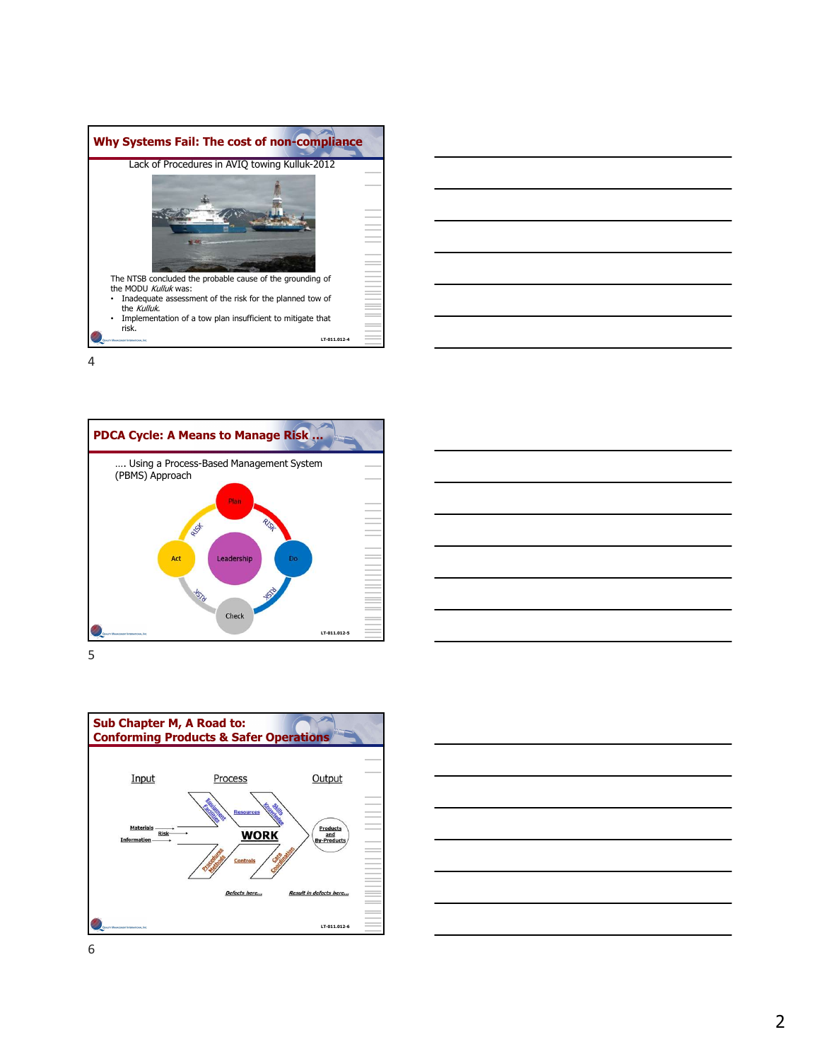## Why Systems Fail: The cost of non-compliance

Lack of Procedures in AVIQ towing Kulluk-2012

The NTSB concluded the probable cause of the grounding of the MODU *Kulluk* was:

- Inadequate assessment of the risk for the planned tow of the *Kulluk.*
- Implementation of a tow plan insufficient to mitigate that risk.

LT-011.012-4

## PDCA Cycle: A Means to Manage Risk …

…. Using a Process-Based Management System (PBMS) Approach

Plan — RISK — Do — RISK — Check — RISK — Act — RISK

Leadership

LT-011.012-5

## Sub Chapter M, A Road to: Conforming Products & Safer Operations

Input — Process — Output

Materials, Risk, Information

Equipment Facilities, Resources, Skills Knowledge

WORK

Procedures Methods, Controls, Care Coordination

Products and By-Products

*Defects here…* *Result in defects here…*

LT-011.012-6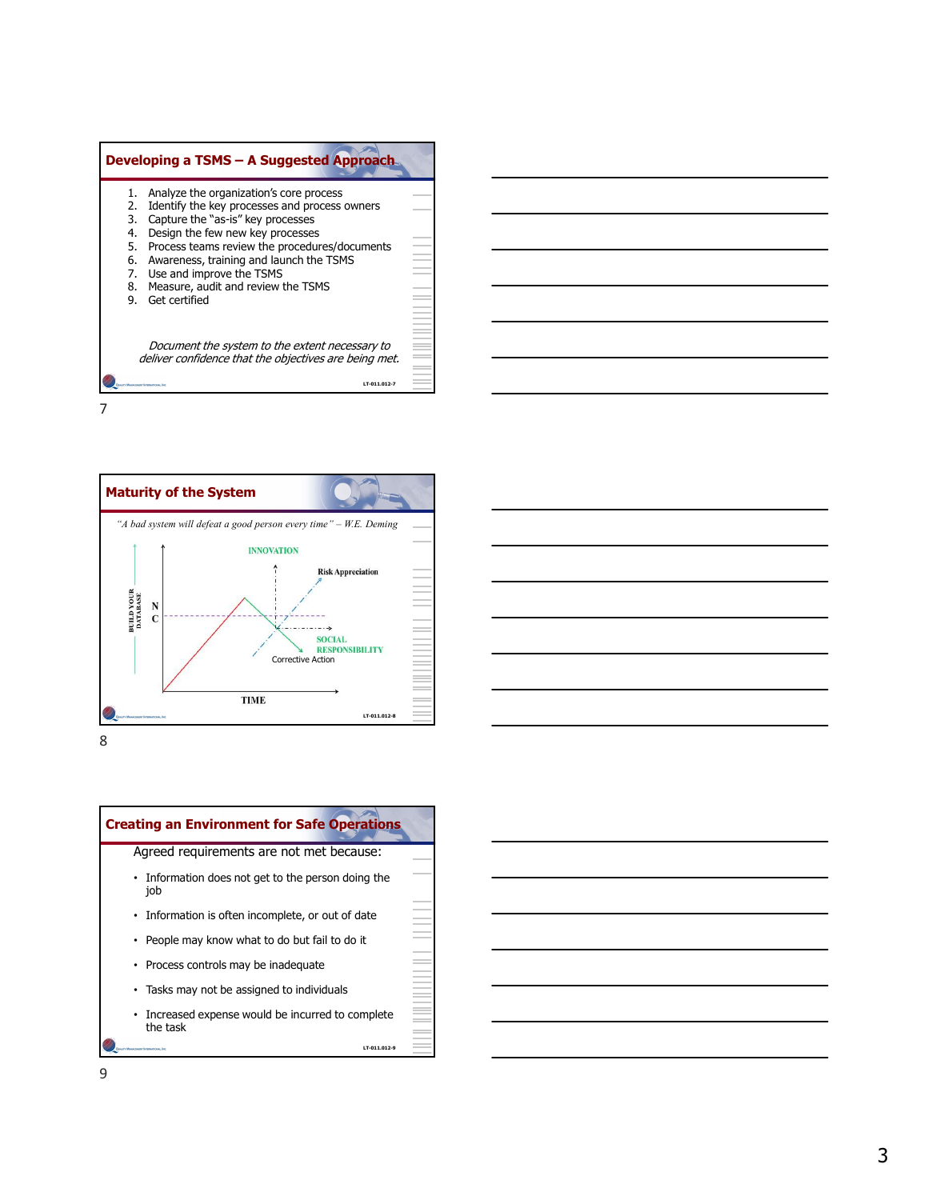## Developing a TSMS – A Suggested Approach

1. Analyze the organization's core process
2. Identify the key processes and process owners
3. Capture the "as-is" key processes
4. Design the few new key processes
5. Process teams review the procedures/documents
6. Awareness, training and launch the TSMS
7. Use and improve the TSMS
8. Measure, audit and review the TSMS
9. Get certified

*Document the system to the extent necessary to deliver confidence that the objectives are being met.*

LT-011.012-7

## Maturity of the System

*"A bad system will defeat a good person every time" – W.E. Deming*

BUILD YOUR DATABASE

N C

INNOVATION

Risk Appreciation

SOCIAL RESPONSIBILITY

Corrective Action

TIME

LT-011.012-8

## Creating an Environment for Safe Operations

Agreed requirements are not met because:

- Information does not get to the person doing the job
- Information is often incomplete, or out of date
- People may know what to do but fail to do it
- Process controls may be inadequate
- Tasks may not be assigned to individuals
- Increased expense would be incurred to complete the task

LT-011.012-9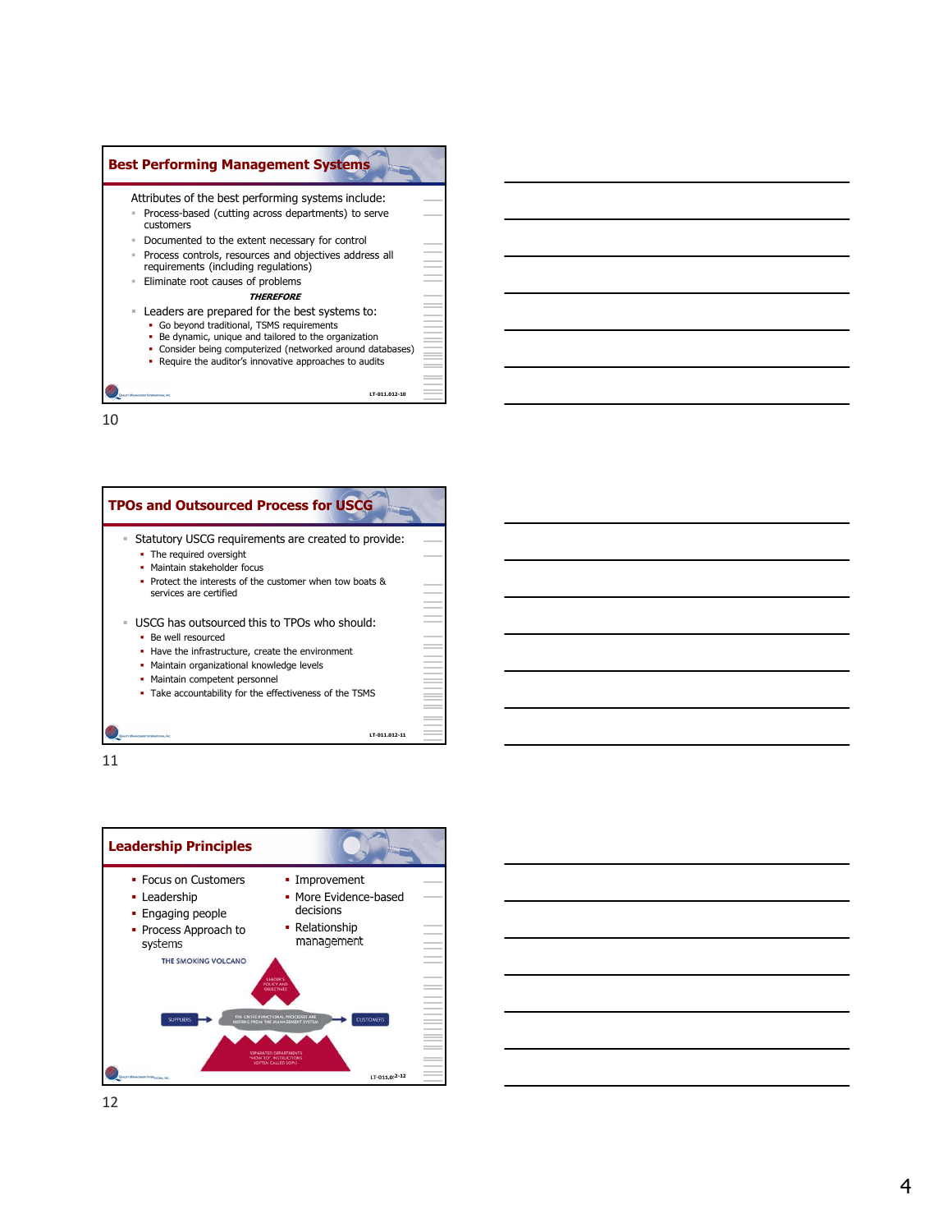## Best Performing Management Systems

Attributes of the best performing systems include:

- Process-based (cutting across departments) to serve customers
- Documented to the extent necessary for control
- Process controls, resources and objectives address all requirements (including regulations)
- Eliminate root causes of problems

***THEREFORE***

- Leaders are prepared for the best systems to:
  - Go beyond traditional, TSMS requirements
  - Be dynamic, unique and tailored to the organization
  - Consider being computerized (networked around databases)
  - Require the auditor's innovative approaches to audits

LT-011.012-10

10

## TPOs and Outsourced Process for USCG

- Statutory USCG requirements are created to provide:
  - The required oversight
  - Maintain stakeholder focus
  - Protect the interests of the customer when tow boats & services are certified
- USCG has outsourced this to TPOs who should:
  - Be well resourced
  - Have the infrastructure, create the environment
  - Maintain organizational knowledge levels
  - Maintain competent personnel
  - Take accountability for the effectiveness of the TSMS

LT-011.012-11

11

## Leadership Principles

- Focus on Customers
- Leadership
- Engaging people
- Process Approach to systems
- Improvement
- More Evidence-based decisions
- Relationship management

THE SMOKING VOLCANO

LEADER'S POLICY AND OBJECTIVES

SUPPLIERS → THE CROSS FUNCTIONAL PROCESSES ARE MISSING FROM THE MANAGEMENT SYSTEM → CUSTOMERS

SEPARATED DEPARTMENTS "HOW TO" INSTRUCTIONS (OFTEN CALLED SOPs)

LT-011.012-12

12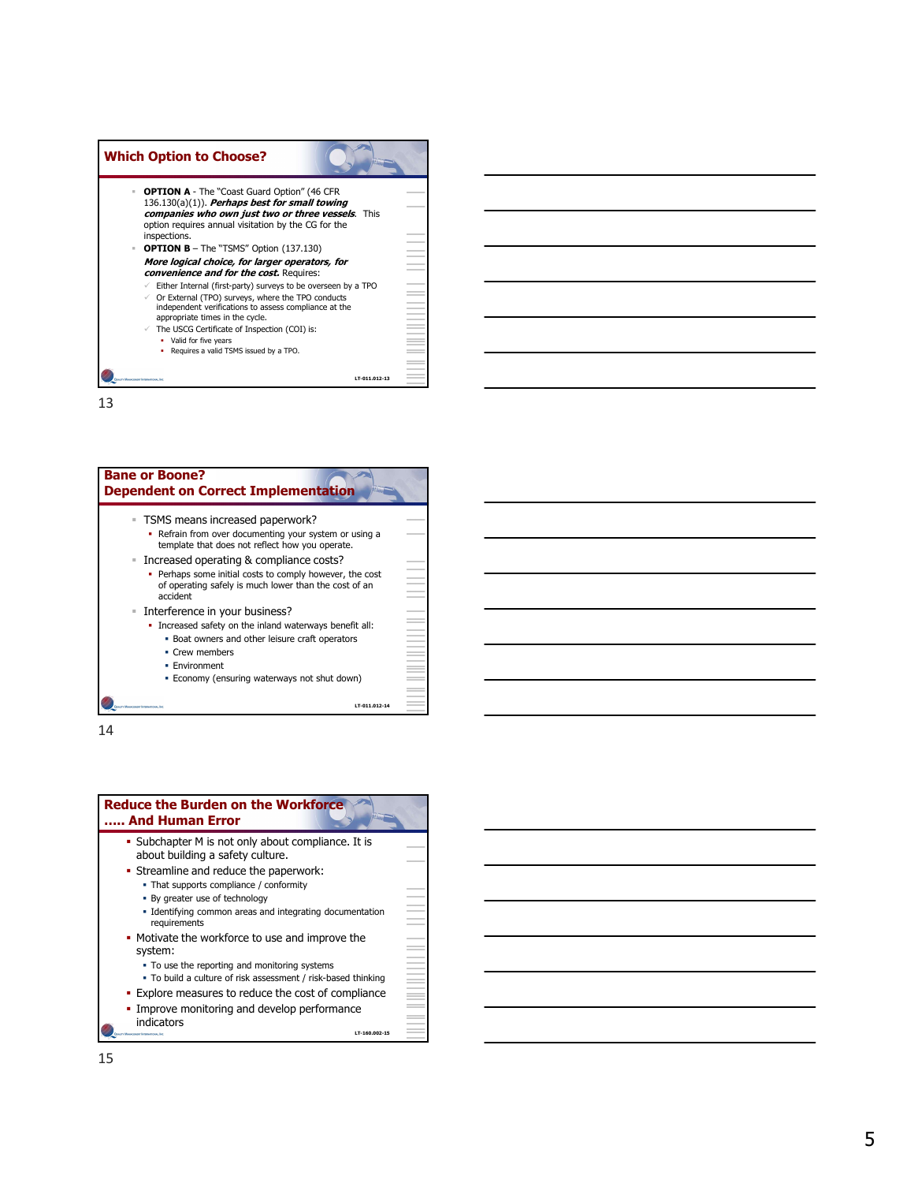## Which Option to Choose?

- **OPTION A** - The "Coast Guard Option" (46 CFR 136.130(a)(1)). ***Perhaps best for small towing companies who own just two or three vessels***. This option requires annual visitation by the CG for the inspections.
- **OPTION B** – The "TSMS" Option (137.130)

  ***More logical choice, for larger operators, for convenience and for the cost.*** Requires:
  - Either Internal (first-party) surveys to be overseen by a TPO
  - Or External (TPO) surveys, where the TPO conducts independent verifications to assess compliance at the appropriate times in the cycle.
  - The USCG Certificate of Inspection (COI) is:
    - Valid for five years
    - Requires a valid TSMS issued by a TPO.

LT-011.012-13

## Bane or Boone? Dependent on Correct Implementation

- TSMS means increased paperwork?
  - Refrain from over documenting your system or using a template that does not reflect how you operate.
- Increased operating & compliance costs?
  - Perhaps some initial costs to comply however, the cost of operating safely is much lower than the cost of an accident
- Interference in your business?
  - Increased safety on the inland waterways benefit all:
    - Boat owners and other leisure craft operators
    - Crew members
    - Environment
    - Economy (ensuring waterways not shut down)

LT-011.012-14

## Reduce the Burden on the Workforce ….. And Human Error

- Subchapter M is not only about compliance. It is about building a safety culture.
- Streamline and reduce the paperwork:
  - That supports compliance / conformity
  - By greater use of technology
  - Identifying common areas and integrating documentation requirements
- Motivate the workforce to use and improve the system:
  - To use the reporting and monitoring systems
  - To build a culture of risk assessment / risk-based thinking
- Explore measures to reduce the cost of compliance
- Improve monitoring and develop performance indicators

LT-160.002-15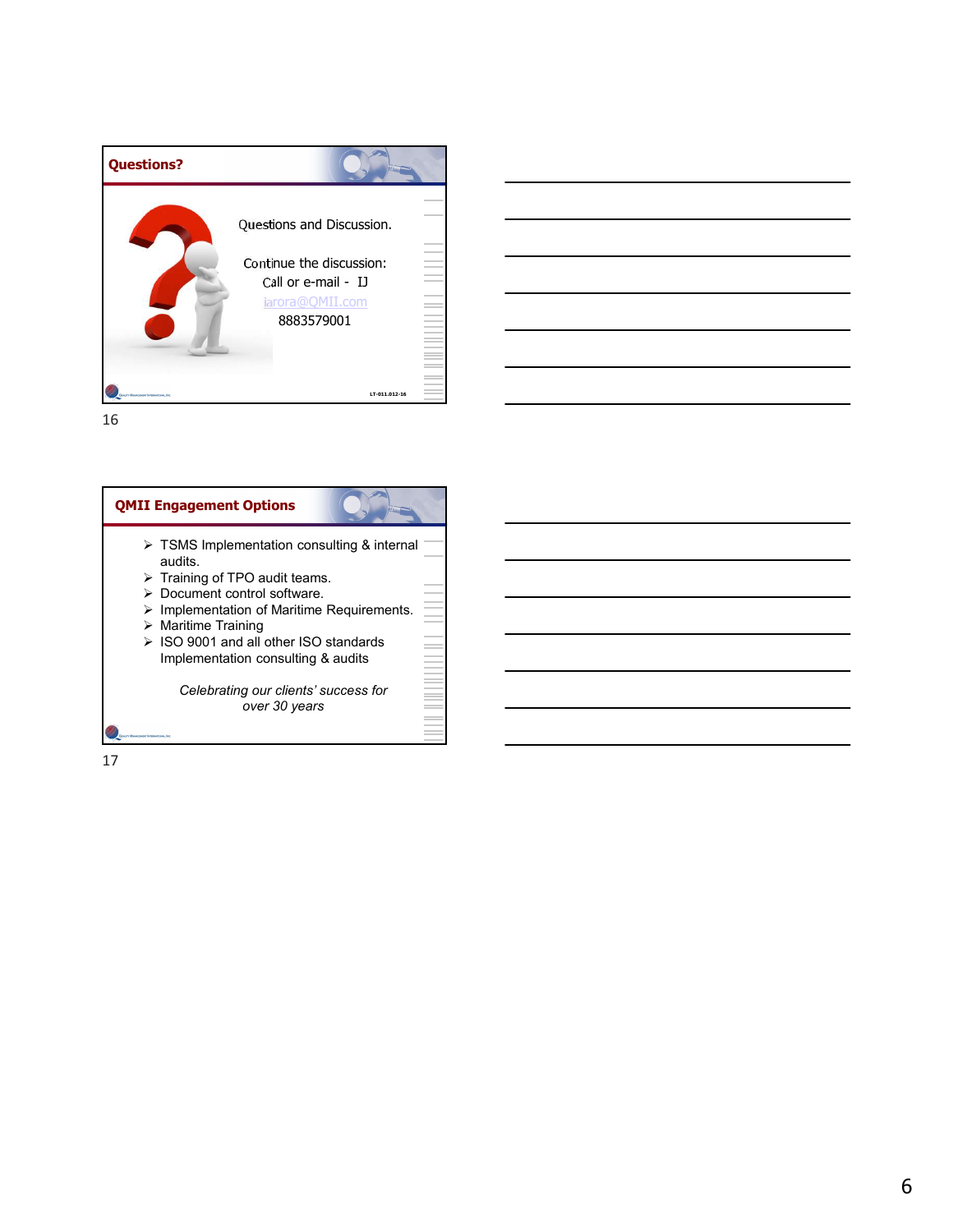## Questions?

Questions and Discussion.

Continue the discussion:
Call or e-mail - IJ
iarora@QMII.com
8883579001

LT-011.012-16

## QMII Engagement Options

- TSMS Implementation consulting & internal audits.
- Training of TPO audit teams.
- Document control software.
- Implementation of Maritime Requirements.
- Maritime Training
- ISO 9001 and all other ISO standards Implementation consulting & audits

*Celebrating our clients' success for over 30 years*